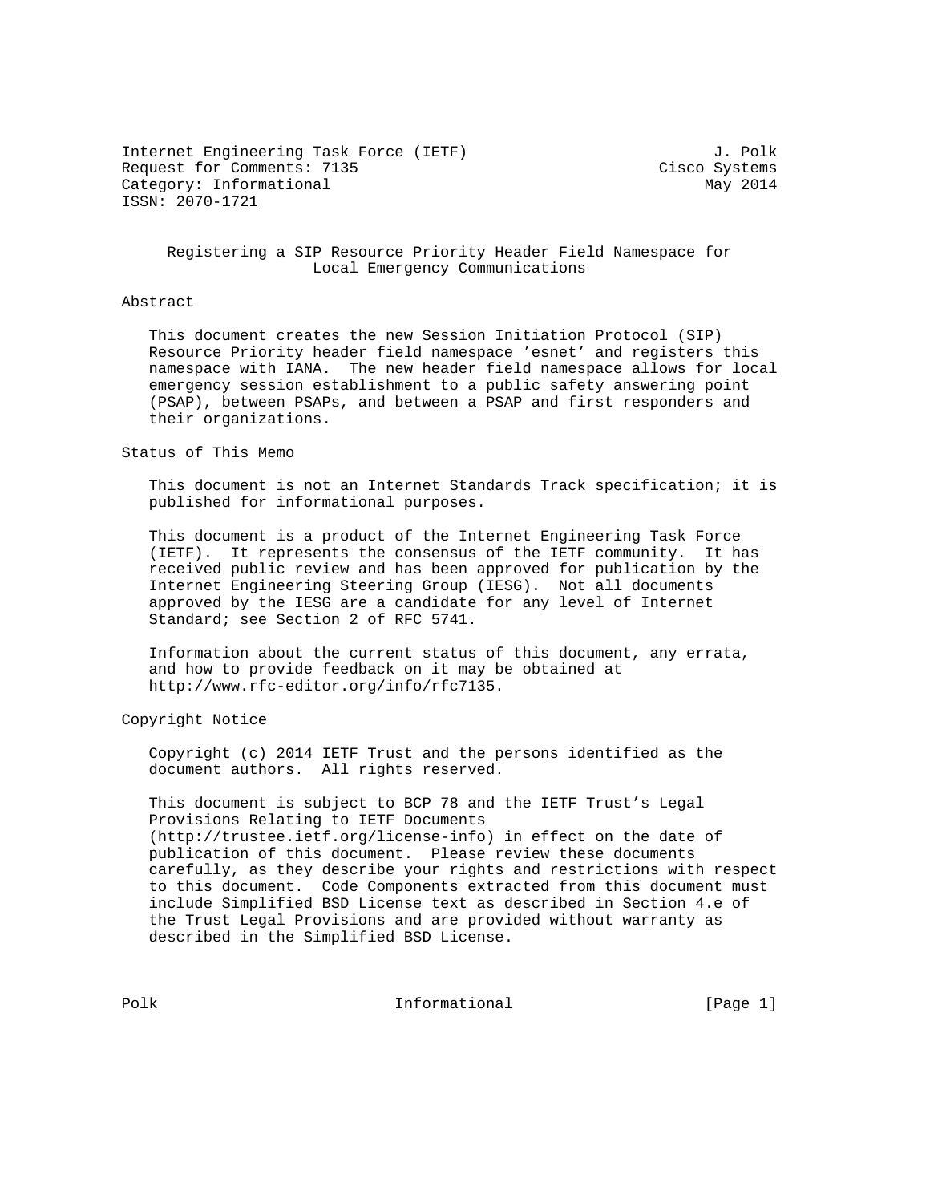Internet Engineering Task Force (IETF) J. Polk
Request for Comments: 7135 Cisco Systems
Category: Informational May 2014
ISSN: 2070-1721

# Registering a SIP Resource Priority Header Field Namespace for Local Emergency Communications

## Abstract

This document creates the new Session Initiation Protocol (SIP) Resource Priority header field namespace 'esnet' and registers this namespace with IANA. The new header field namespace allows for local emergency session establishment to a public safety answering point (PSAP), between PSAPs, and between a PSAP and first responders and their organizations.

## Status of This Memo

This document is not an Internet Standards Track specification; it is published for informational purposes.

This document is a product of the Internet Engineering Task Force (IETF). It represents the consensus of the IETF community. It has received public review and has been approved for publication by the Internet Engineering Steering Group (IESG). Not all documents approved by the IESG are a candidate for any level of Internet Standard; see Section 2 of RFC 5741.

Information about the current status of this document, any errata, and how to provide feedback on it may be obtained at http://www.rfc-editor.org/info/rfc7135.

## Copyright Notice

Copyright (c) 2014 IETF Trust and the persons identified as the document authors. All rights reserved.

This document is subject to BCP 78 and the IETF Trust's Legal Provisions Relating to IETF Documents (http://trustee.ietf.org/license-info) in effect on the date of publication of this document. Please review these documents carefully, as they describe your rights and restrictions with respect to this document. Code Components extracted from this document must include Simplified BSD License text as described in Section 4.e of the Trust Legal Provisions and are provided without warranty as described in the Simplified BSD License.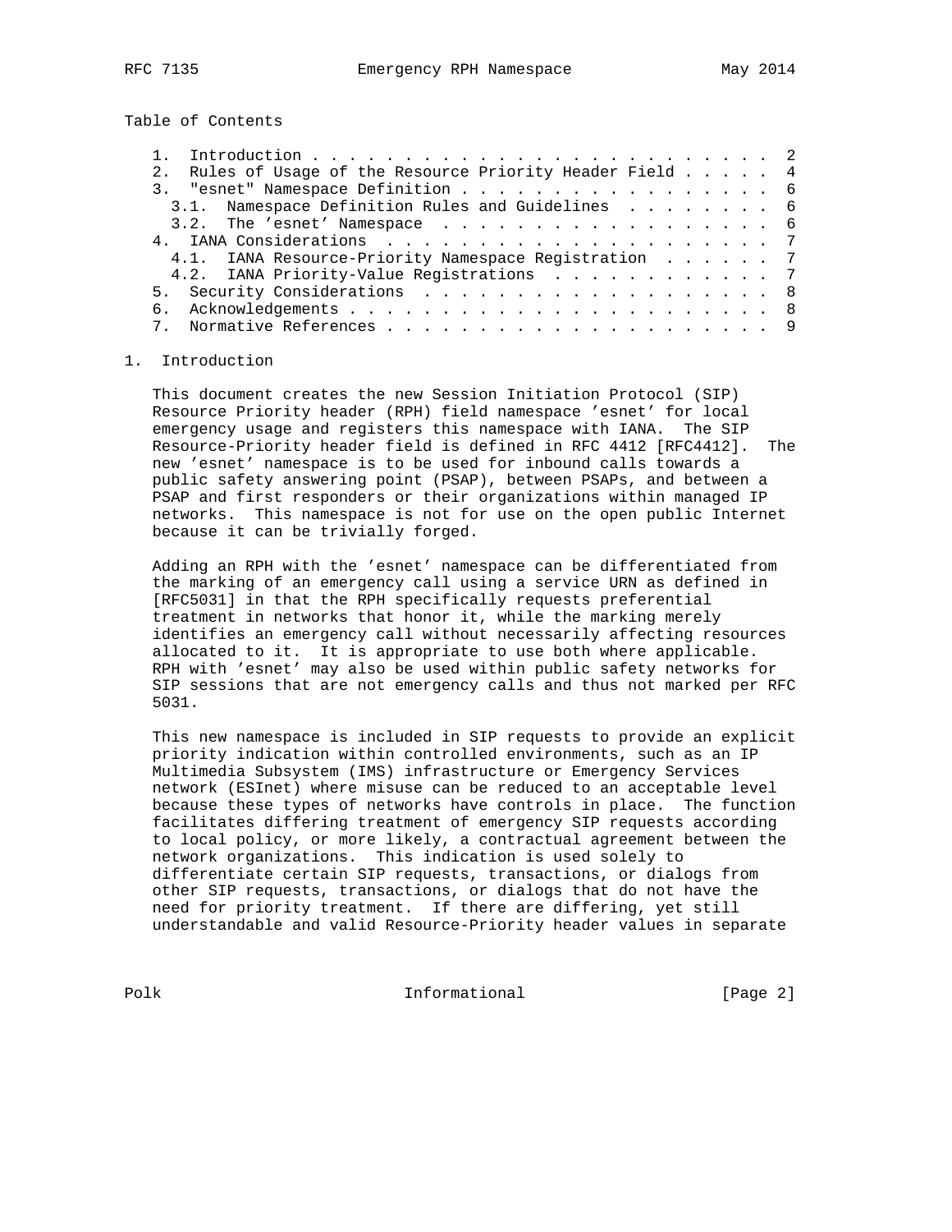Table of Contents

```
   1.  Introduction . . . . . . . . . . . . . . . . . . . . . . . . .  2
   2.  Rules of Usage of the Resource Priority Header Field . . . . .  4
   3.  "esnet" Namespace Definition . . . . . . . . . . . . . . . . .  6
     3.1.  Namespace Definition Rules and Guidelines  . . . . . . . .  6
     3.2.  The 'esnet' Namespace  . . . . . . . . . . . . . . . . . .  6
   4.  IANA Considerations  . . . . . . . . . . . . . . . . . . . . .  7
     4.1.  IANA Resource-Priority Namespace Registration  . . . . . .  7
     4.2.  IANA Priority-Value Registrations  . . . . . . . . . . . .  7
   5.  Security Considerations  . . . . . . . . . . . . . . . . . . .  8
   6.  Acknowledgements . . . . . . . . . . . . . . . . . . . . . . .  8
   7.  Normative References . . . . . . . . . . . . . . . . . . . . .  9
```

# 1. Introduction

This document creates the new Session Initiation Protocol (SIP) Resource Priority header (RPH) field namespace 'esnet' for local emergency usage and registers this namespace with IANA. The SIP Resource-Priority header field is defined in RFC 4412 [RFC4412]. The new 'esnet' namespace is to be used for inbound calls towards a public safety answering point (PSAP), between PSAPs, and between a PSAP and first responders or their organizations within managed IP networks. This namespace is not for use on the open public Internet because it can be trivially forged.

Adding an RPH with the 'esnet' namespace can be differentiated from the marking of an emergency call using a service URN as defined in [RFC5031] in that the RPH specifically requests preferential treatment in networks that honor it, while the marking merely identifies an emergency call without necessarily affecting resources allocated to it. It is appropriate to use both where applicable. RPH with 'esnet' may also be used within public safety networks for SIP sessions that are not emergency calls and thus not marked per RFC 5031.

This new namespace is included in SIP requests to provide an explicit priority indication within controlled environments, such as an IP Multimedia Subsystem (IMS) infrastructure or Emergency Services network (ESInet) where misuse can be reduced to an acceptable level because these types of networks have controls in place. The function facilitates differing treatment of emergency SIP requests according to local policy, or more likely, a contractual agreement between the network organizations. This indication is used solely to differentiate certain SIP requests, transactions, or dialogs from other SIP requests, transactions, or dialogs that do not have the need for priority treatment. If there are differing, yet still understandable and valid Resource-Priority header values in separate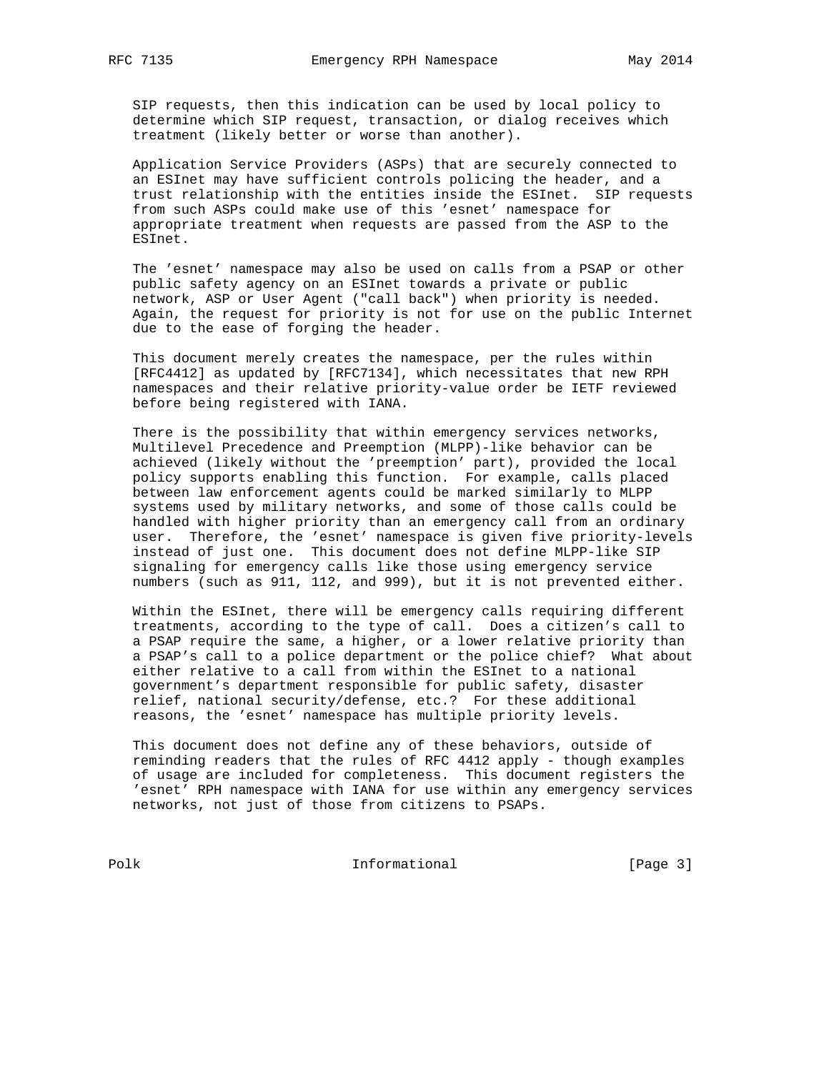SIP requests, then this indication can be used by local policy to determine which SIP request, transaction, or dialog receives which treatment (likely better or worse than another).

Application Service Providers (ASPs) that are securely connected to an ESInet may have sufficient controls policing the header, and a trust relationship with the entities inside the ESInet. SIP requests from such ASPs could make use of this 'esnet' namespace for appropriate treatment when requests are passed from the ASP to the ESInet.

The 'esnet' namespace may also be used on calls from a PSAP or other public safety agency on an ESInet towards a private or public network, ASP or User Agent ("call back") when priority is needed. Again, the request for priority is not for use on the public Internet due to the ease of forging the header.

This document merely creates the namespace, per the rules within [RFC4412] as updated by [RFC7134], which necessitates that new RPH namespaces and their relative priority-value order be IETF reviewed before being registered with IANA.

There is the possibility that within emergency services networks, Multilevel Precedence and Preemption (MLPP)-like behavior can be achieved (likely without the 'preemption' part), provided the local policy supports enabling this function. For example, calls placed between law enforcement agents could be marked similarly to MLPP systems used by military networks, and some of those calls could be handled with higher priority than an emergency call from an ordinary user. Therefore, the 'esnet' namespace is given five priority-levels instead of just one. This document does not define MLPP-like SIP signaling for emergency calls like those using emergency service numbers (such as 911, 112, and 999), but it is not prevented either.

Within the ESInet, there will be emergency calls requiring different treatments, according to the type of call. Does a citizen's call to a PSAP require the same, a higher, or a lower relative priority than a PSAP's call to a police department or the police chief? What about either relative to a call from within the ESInet to a national government's department responsible for public safety, disaster relief, national security/defense, etc.? For these additional reasons, the 'esnet' namespace has multiple priority levels.

This document does not define any of these behaviors, outside of reminding readers that the rules of RFC 4412 apply - though examples of usage are included for completeness. This document registers the 'esnet' RPH namespace with IANA for use within any emergency services networks, not just of those from citizens to PSAPs.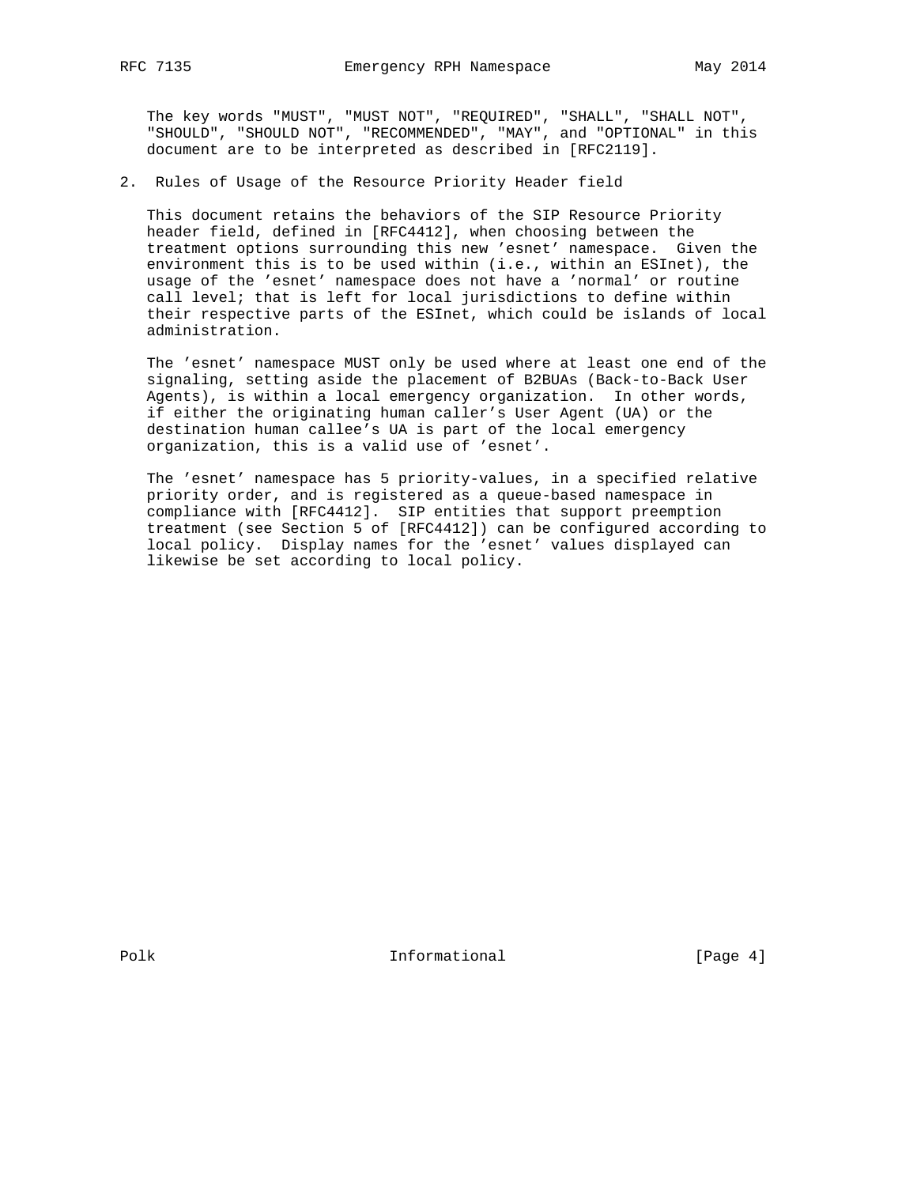The key words "MUST", "MUST NOT", "REQUIRED", "SHALL", "SHALL NOT", "SHOULD", "SHOULD NOT", "RECOMMENDED", "MAY", and "OPTIONAL" in this document are to be interpreted as described in [RFC2119].

## 2. Rules of Usage of the Resource Priority Header field

This document retains the behaviors of the SIP Resource Priority header field, defined in [RFC4412], when choosing between the treatment options surrounding this new 'esnet' namespace. Given the environment this is to be used within (i.e., within an ESInet), the usage of the 'esnet' namespace does not have a 'normal' or routine call level; that is left for local jurisdictions to define within their respective parts of the ESInet, which could be islands of local administration.

The 'esnet' namespace MUST only be used where at least one end of the signaling, setting aside the placement of B2BUAs (Back-to-Back User Agents), is within a local emergency organization. In other words, if either the originating human caller's User Agent (UA) or the destination human callee's UA is part of the local emergency organization, this is a valid use of 'esnet'.

The 'esnet' namespace has 5 priority-values, in a specified relative priority order, and is registered as a queue-based namespace in compliance with [RFC4412]. SIP entities that support preemption treatment (see Section 5 of [RFC4412]) can be configured according to local policy. Display names for the 'esnet' values displayed can likewise be set according to local policy.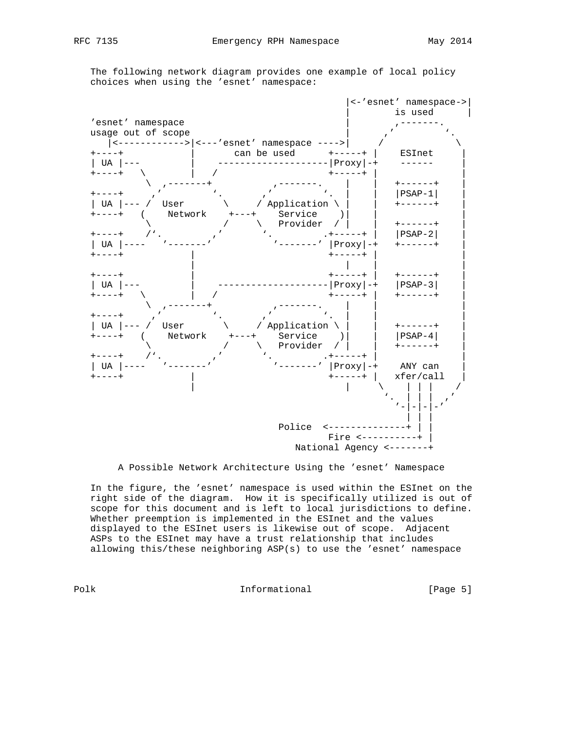The following network diagram provides one example of local policy choices when using the 'esnet' namespace:

```
                                              |<-'esnet' namespace->|
                                              |        is used      |
'esnet' namespace                             |       ,-------.     |
usage out of scope                            |     ,'         `.   |
   |<------------>|<---'esnet' namespace ---->|    /             \  |
+----+            |       can be used      +-----+ |    ESInet     |
| UA |---         |    --------------------|Proxy|-+    ------     |
+----+   \        |   /                    +-----+ |               |
          \  ,-------+          ,-------.     |    |   +------+    |
+----+     ,'         `.      ,'         `.   |    |   |PSAP-1|    |
| UA |--- /  User       \    / Application \  |    |   +------+    |
+----+   (    Network    +---+    Service    )|    |               |
          \             /    \   Provider   / |    |   +------+    |
+----+    /`.         ,'      `.          .+-----+ |   |PSAP-2|    |
| UA |----   '-------'          '-------' |Proxy|-+   +------+    |
+----+            |                        +-----+ |               |
                  |                           |    |               |
+----+            |                        +-----+ |   +------+    |
| UA |---         |    --------------------|Proxy|-+   |PSAP-3|    |
+----+   \        |   /                    +-----+ |   +------+    |
          \  ,-------+          ,-------.     |    |               |
+----+     ,'         `.      ,'         `.   |    |               |
| UA |--- /  User       \    / Application \  |    |   +------+    |
+----+   (    Network    +---+    Service    )|    |   |PSAP-4|    |
          \             /    \   Provider   / |    |   +------+    |
+----+    /`.         ,'      `.          .+-----+ |               |
| UA |----   '-------'          '-------' |Proxy|-+    ANY can    |
+----+            |                        +-----+ |   xfer/call   |
                  |                           |     \    | | |    /
                                                     `.  | | |  ,'
                                                       '-|-|-|-'
                                                         | | |
                               Police  <-----------------+ | |
                                       Fire <--------------+ |
                                  National Agency <----------+
```

A Possible Network Architecture Using the 'esnet' Namespace

In the figure, the 'esnet' namespace is used within the ESInet on the right side of the diagram. How it is specifically utilized is out of scope for this document and is left to local jurisdictions to define. Whether preemption is implemented in the ESInet and the values displayed to the ESInet users is likewise out of scope. Adjacent ASPs to the ESInet may have a trust relationship that includes allowing this/these neighboring ASP(s) to use the 'esnet' namespace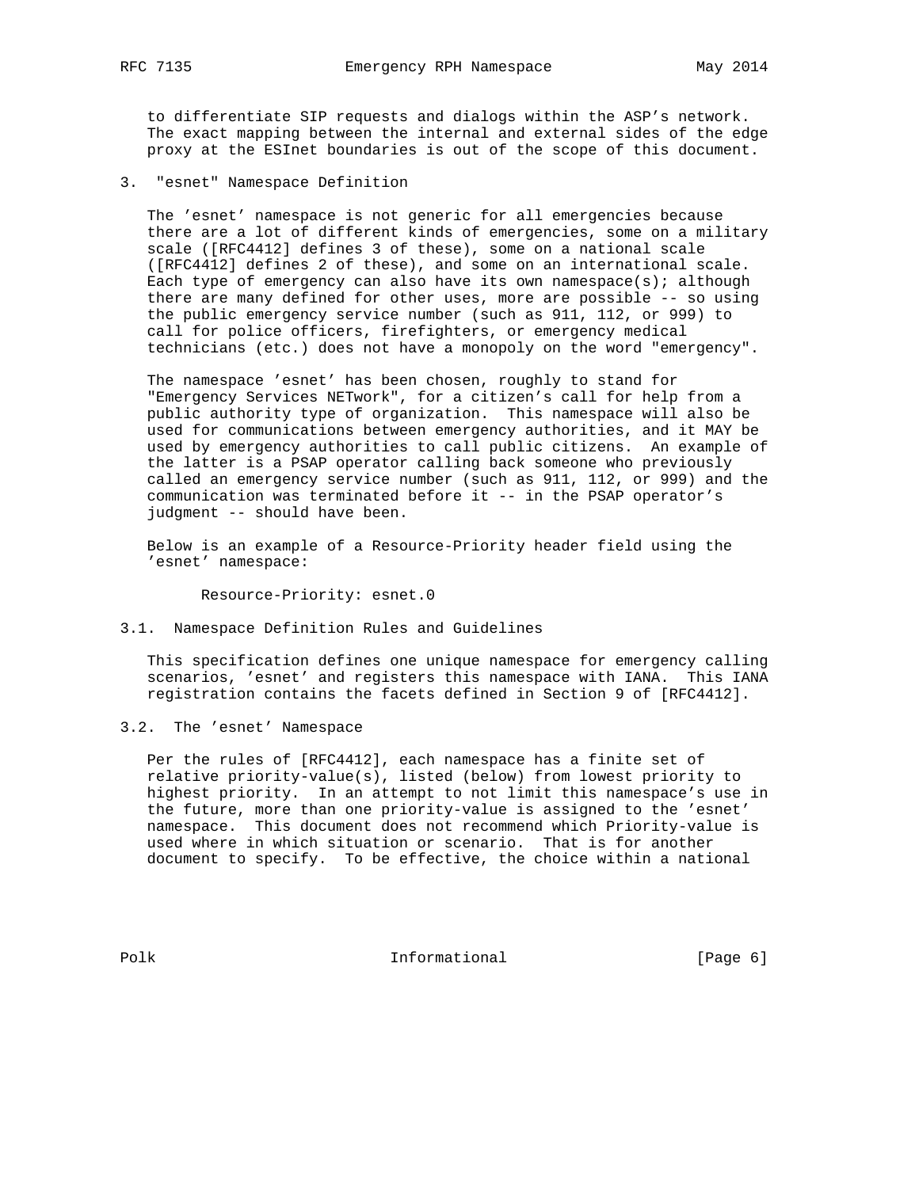to differentiate SIP requests and dialogs within the ASP's network. The exact mapping between the internal and external sides of the edge proxy at the ESInet boundaries is out of the scope of this document.

## 3. "esnet" Namespace Definition

The 'esnet' namespace is not generic for all emergencies because there are a lot of different kinds of emergencies, some on a military scale ([RFC4412] defines 3 of these), some on a national scale ([RFC4412] defines 2 of these), and some on an international scale. Each type of emergency can also have its own namespace(s); although there are many defined for other uses, more are possible -- so using the public emergency service number (such as 911, 112, or 999) to call for police officers, firefighters, or emergency medical technicians (etc.) does not have a monopoly on the word "emergency".

The namespace 'esnet' has been chosen, roughly to stand for "Emergency Services NETwork", for a citizen's call for help from a public authority type of organization. This namespace will also be used for communications between emergency authorities, and it MAY be used by emergency authorities to call public citizens. An example of the latter is a PSAP operator calling back someone who previously called an emergency service number (such as 911, 112, or 999) and the communication was terminated before it -- in the PSAP operator's judgment -- should have been.

Below is an example of a Resource-Priority header field using the 'esnet' namespace:

```
Resource-Priority: esnet.0
```

### 3.1. Namespace Definition Rules and Guidelines

This specification defines one unique namespace for emergency calling scenarios, 'esnet' and registers this namespace with IANA. This IANA registration contains the facets defined in Section 9 of [RFC4412].

### 3.2. The 'esnet' Namespace

Per the rules of [RFC4412], each namespace has a finite set of relative priority-value(s), listed (below) from lowest priority to highest priority. In an attempt to not limit this namespace's use in the future, more than one priority-value is assigned to the 'esnet' namespace. This document does not recommend which Priority-value is used where in which situation or scenario. That is for another document to specify. To be effective, the choice within a national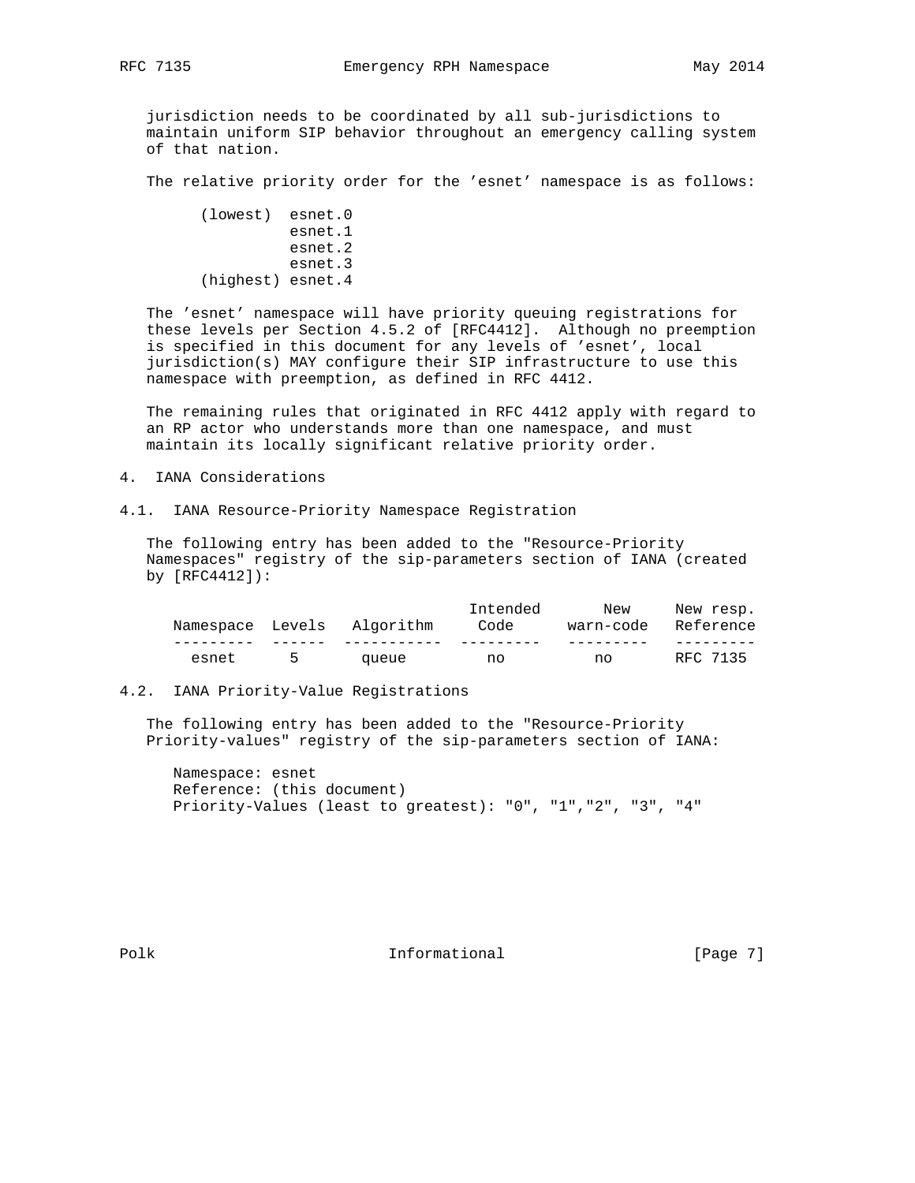jurisdiction needs to be coordinated by all sub-jurisdictions to maintain uniform SIP behavior throughout an emergency calling system of that nation.

The relative priority order for the 'esnet' namespace is as follows:

```
(lowest)  esnet.0
          esnet.1
          esnet.2
          esnet.3
(highest) esnet.4
```

The 'esnet' namespace will have priority queuing registrations for these levels per Section 4.5.2 of [RFC4412]. Although no preemption is specified in this document for any levels of 'esnet', local jurisdiction(s) MAY configure their SIP infrastructure to use this namespace with preemption, as defined in RFC 4412.

The remaining rules that originated in RFC 4412 apply with regard to an RP actor who understands more than one namespace, and must maintain its locally significant relative priority order.

## 4. IANA Considerations

### 4.1. IANA Resource-Priority Namespace Registration

The following entry has been added to the "Resource-Priority Namespaces" registry of the sip-parameters section of IANA (created by [RFC4412]):

| Namespace | Levels | Algorithm | Intended Code | New warn-code | New resp. Reference |
|---|---|---|---|---|---|
| esnet | 5 | queue | no | no | RFC 7135 |

### 4.2. IANA Priority-Value Registrations

The following entry has been added to the "Resource-Priority Priority-values" registry of the sip-parameters section of IANA:

```
Namespace: esnet
Reference: (this document)
Priority-Values (least to greatest): "0", "1","2", "3", "4"
```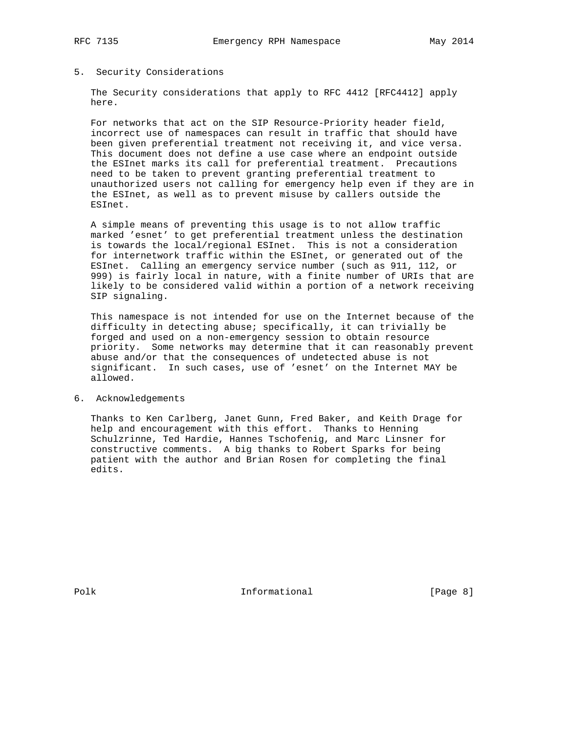## 5. Security Considerations

The Security considerations that apply to RFC 4412 [RFC4412] apply here.

For networks that act on the SIP Resource-Priority header field, incorrect use of namespaces can result in traffic that should have been given preferential treatment not receiving it, and vice versa. This document does not define a use case where an endpoint outside the ESInet marks its call for preferential treatment. Precautions need to be taken to prevent granting preferential treatment to unauthorized users not calling for emergency help even if they are in the ESInet, as well as to prevent misuse by callers outside the ESInet.

A simple means of preventing this usage is to not allow traffic marked 'esnet' to get preferential treatment unless the destination is towards the local/regional ESInet. This is not a consideration for internetwork traffic within the ESInet, or generated out of the ESInet. Calling an emergency service number (such as 911, 112, or 999) is fairly local in nature, with a finite number of URIs that are likely to be considered valid within a portion of a network receiving SIP signaling.

This namespace is not intended for use on the Internet because of the difficulty in detecting abuse; specifically, it can trivially be forged and used on a non-emergency session to obtain resource priority. Some networks may determine that it can reasonably prevent abuse and/or that the consequences of undetected abuse is not significant. In such cases, use of 'esnet' on the Internet MAY be allowed.

## 6. Acknowledgements

Thanks to Ken Carlberg, Janet Gunn, Fred Baker, and Keith Drage for help and encouragement with this effort. Thanks to Henning Schulzrinne, Ted Hardie, Hannes Tschofenig, and Marc Linsner for constructive comments. A big thanks to Robert Sparks for being patient with the author and Brian Rosen for completing the final edits.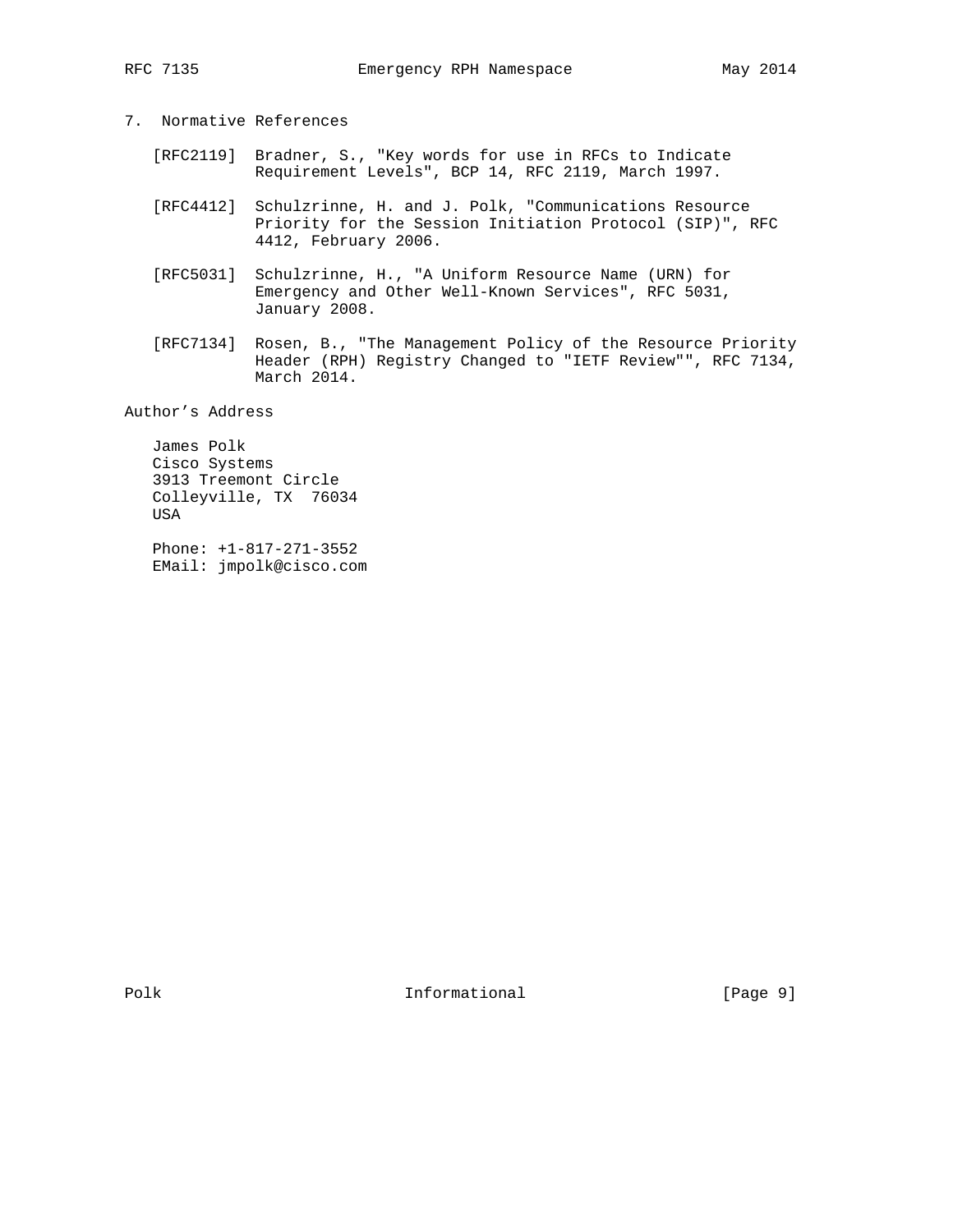## 7. Normative References

[RFC2119] Bradner, S., "Key words for use in RFCs to Indicate Requirement Levels", BCP 14, RFC 2119, March 1997.

[RFC4412] Schulzrinne, H. and J. Polk, "Communications Resource Priority for the Session Initiation Protocol (SIP)", RFC 4412, February 2006.

[RFC5031] Schulzrinne, H., "A Uniform Resource Name (URN) for Emergency and Other Well-Known Services", RFC 5031, January 2008.

[RFC7134] Rosen, B., "The Management Policy of the Resource Priority Header (RPH) Registry Changed to "IETF Review"", RFC 7134, March 2014.

## Author's Address

James Polk
Cisco Systems
3913 Treemont Circle
Colleyville, TX 76034
USA

Phone: +1-817-271-3552
EMail: jmpolk@cisco.com